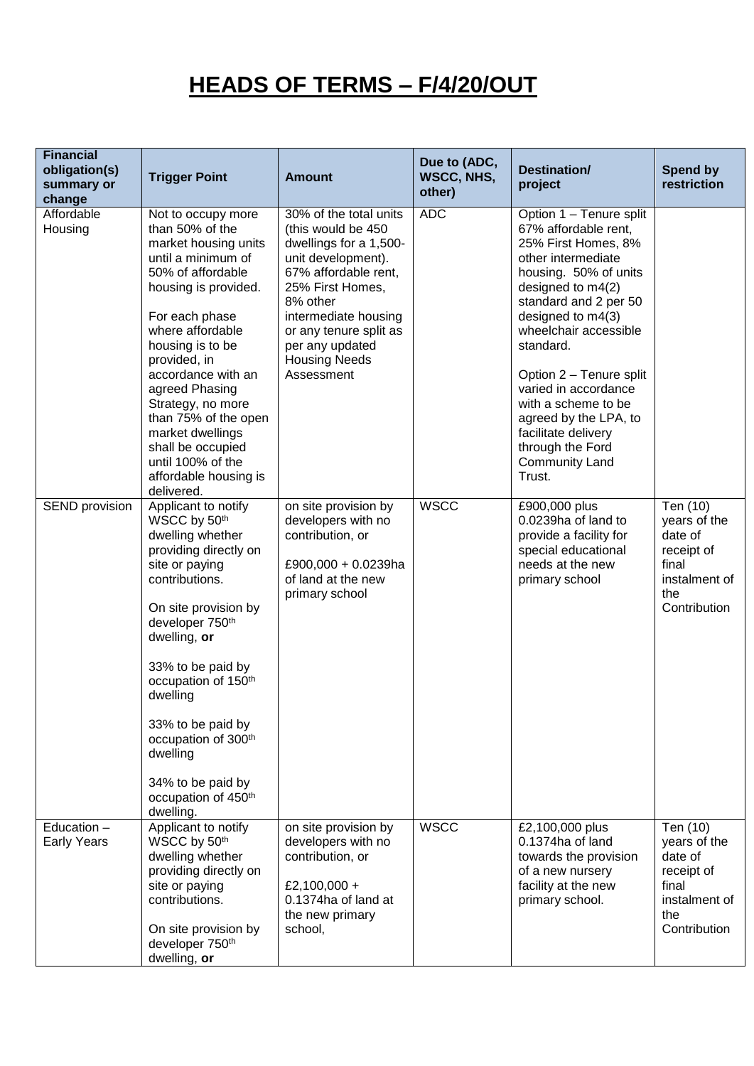# HEADS OF TERMS – F/4/20/OUT

| Financial obligation(s) summary or change | Trigger Point | Amount | Due to (ADC, WSCC, NHS, other) | Destination/ project | Spend by restriction |
|---|---|---|---|---|---|
| Affordable Housing | Not to occupy more than 50% of the market housing units until a minimum of 50% of affordable housing is provided.<br><br>For each phase where affordable housing is to be provided, in accordance with an agreed Phasing Strategy, no more than 75% of the open market dwellings shall be occupied until 100% of the affordable housing is delivered. | 30% of the total units (this would be 450 dwellings for a 1,500-unit development). 67% affordable rent, 25% First Homes, 8% other intermediate housing or any tenure split as per any updated Housing Needs Assessment | ADC | Option 1 – Tenure split 67% affordable rent, 25% First Homes, 8% other intermediate housing. 50% of units designed to m4(2) standard and 2 per 50 designed to m4(3) wheelchair accessible standard.<br><br>Option 2 – Tenure split varied in accordance with a scheme to be agreed by the LPA, to facilitate delivery through the Ford Community Land Trust. | |
| SEND provision | Applicant to notify WSCC by 50th dwelling whether providing directly on site or paying contributions.<br><br>On site provision by developer 750th dwelling, **or**<br><br>33% to be paid by occupation of 150th dwelling<br><br>33% to be paid by occupation of 300th dwelling<br><br>34% to be paid by occupation of 450th dwelling. | on site provision by developers with no contribution, or<br><br>£900,000 + 0.0239ha of land at the new primary school | WSCC | £900,000 plus 0.0239ha of land to provide a facility for special educational needs at the new primary school | Ten (10) years of the date of receipt of final instalment of the Contribution |
| Education – Early Years | Applicant to notify WSCC by 50th dwelling whether providing directly on site or paying contributions.<br><br>On site provision by developer 750th dwelling, **or** | on site provision by developers with no contribution, or<br><br>£2,100,000 + 0.1374ha of land at the new primary school, | WSCC | £2,100,000 plus 0.1374ha of land towards the provision of a new nursery facility at the new primary school. | Ten (10) years of the date of receipt of final instalment of the Contribution |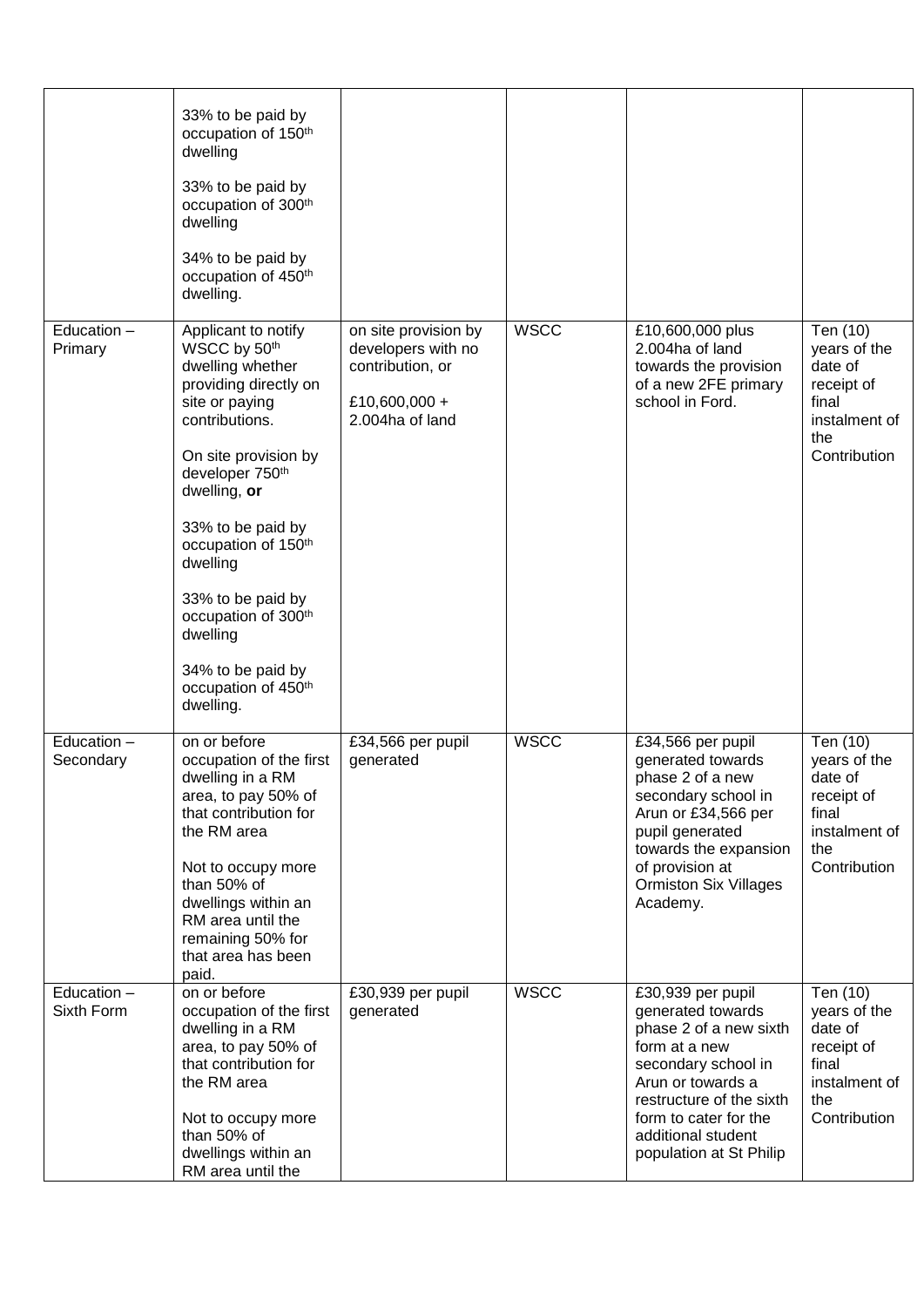| | | | | | |
|---|---|---|---|---|---|
| | 33% to be paid by occupation of 150th dwelling<br><br>33% to be paid by occupation of 300th dwelling<br><br>34% to be paid by occupation of 450th dwelling. | | | | |
| Education – Primary | Applicant to notify WSCC by 50th dwelling whether providing directly on site or paying contributions.<br><br>On site provision by developer 750th dwelling, **or**<br><br>33% to be paid by occupation of 150th dwelling<br><br>33% to be paid by occupation of 300th dwelling<br><br>34% to be paid by occupation of 450th dwelling. | on site provision by developers with no contribution, or<br><br>£10,600,000 + 2.004ha of land | WSCC | £10,600,000 plus 2.004ha of land towards the provision of a new 2FE primary school in Ford. | Ten (10) years of the date of receipt of final instalment of the Contribution |
| Education – Secondary | on or before occupation of the first dwelling in a RM area, to pay 50% of that contribution for the RM area<br><br>Not to occupy more than 50% of dwellings within an RM area until the remaining 50% for that area has been paid. | £34,566 per pupil generated | WSCC | £34,566 per pupil generated towards phase 2 of a new secondary school in Arun or £34,566 per pupil generated towards the expansion of provision at Ormiston Six Villages Academy. | Ten (10) years of the date of receipt of final instalment of the Contribution |
| Education – Sixth Form | on or before occupation of the first dwelling in a RM area, to pay 50% of that contribution for the RM area<br><br>Not to occupy more than 50% of dwellings within an RM area until the | £30,939 per pupil generated | WSCC | £30,939 per pupil generated towards phase 2 of a new sixth form at a new secondary school in Arun or towards a restructure of the sixth form to cater for the additional student population at St Philip | Ten (10) years of the date of receipt of final instalment of the Contribution |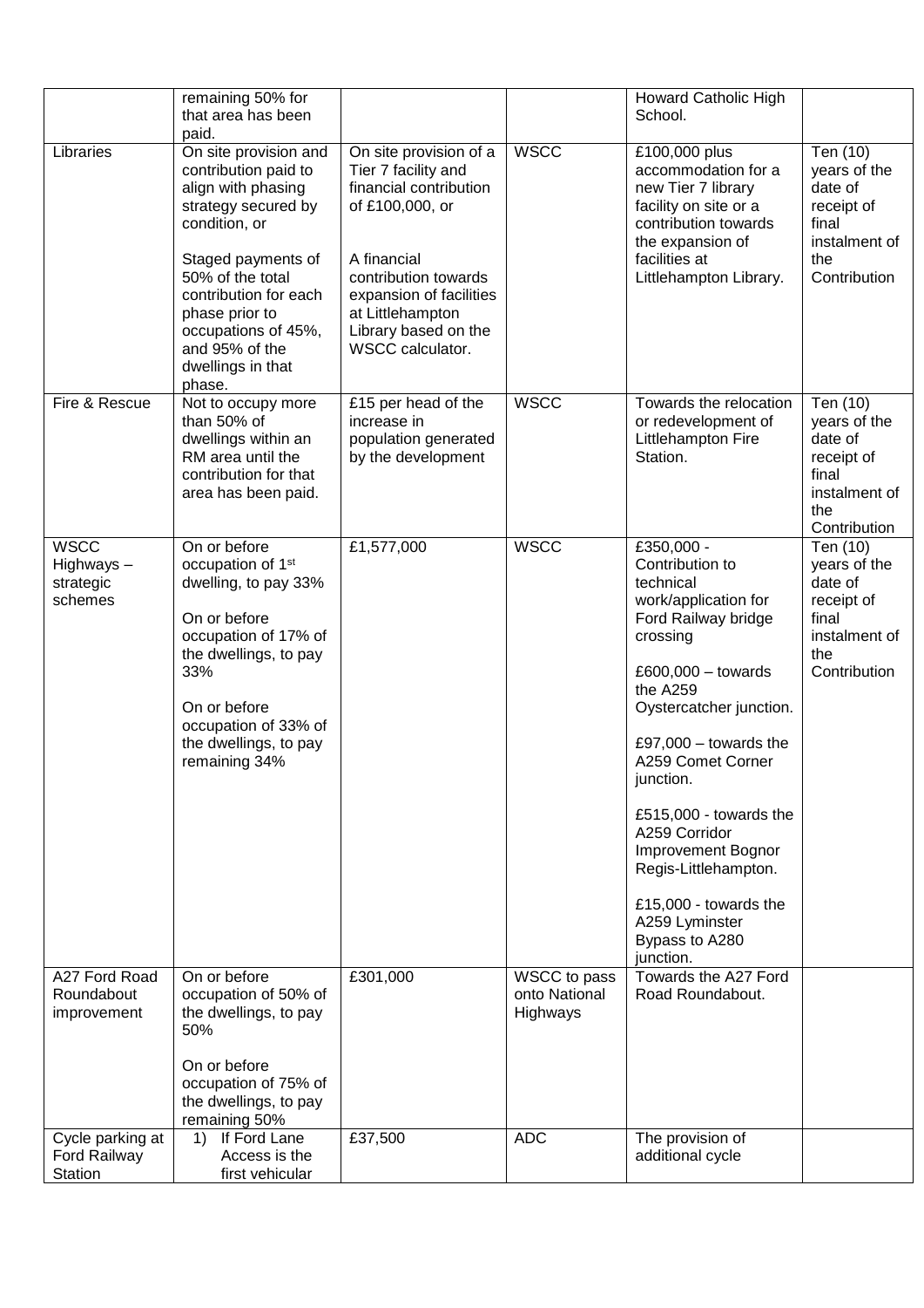| | | | | | |
|---|---|---|---|---|---|
| | remaining 50% for that area has been paid. | | | Howard Catholic High School. | |
| Libraries | On site provision and contribution paid to align with phasing strategy secured by condition, or<br><br>Staged payments of 50% of the total contribution for each phase prior to occupations of 45%, and 95% of the dwellings in that phase. | On site provision of a Tier 7 facility and financial contribution of £100,000, or<br><br>A financial contribution towards expansion of facilities at Littlehampton Library based on the WSCC calculator. | WSCC | £100,000 plus accommodation for a new Tier 7 library facility on site or a contribution towards the expansion of facilities at Littlehampton Library. | Ten (10) years of the date of receipt of final instalment of the Contribution |
| Fire & Rescue | Not to occupy more than 50% of dwellings within an RM area until the contribution for that area has been paid. | £15 per head of the increase in population generated by the development | WSCC | Towards the relocation or redevelopment of Littlehampton Fire Station. | Ten (10) years of the date of receipt of final instalment of the Contribution |
| WSCC Highways – strategic schemes | On or before occupation of 1st dwelling, to pay 33%<br><br>On or before occupation of 17% of the dwellings, to pay 33%<br><br>On or before occupation of 33% of the dwellings, to pay remaining 34% | £1,577,000 | WSCC | £350,000 - Contribution to technical work/application for Ford Railway bridge crossing<br><br>£600,000 – towards the A259 Oystercatcher junction.<br><br>£97,000 – towards the A259 Comet Corner junction.<br><br>£515,000 - towards the A259 Corridor Improvement Bognor Regis-Littlehampton.<br><br>£15,000 - towards the A259 Lyminster Bypass to A280 junction. | Ten (10) years of the date of receipt of final instalment of the Contribution |
| A27 Ford Road Roundabout improvement | On or before occupation of 50% of the dwellings, to pay 50%<br><br>On or before occupation of 75% of the dwellings, to pay remaining 50% | £301,000 | WSCC to pass onto National Highways | Towards the A27 Ford Road Roundabout. | |
| Cycle parking at Ford Railway Station | 1) If Ford Lane Access is the first vehicular | £37,500 | ADC | The provision of additional cycle | |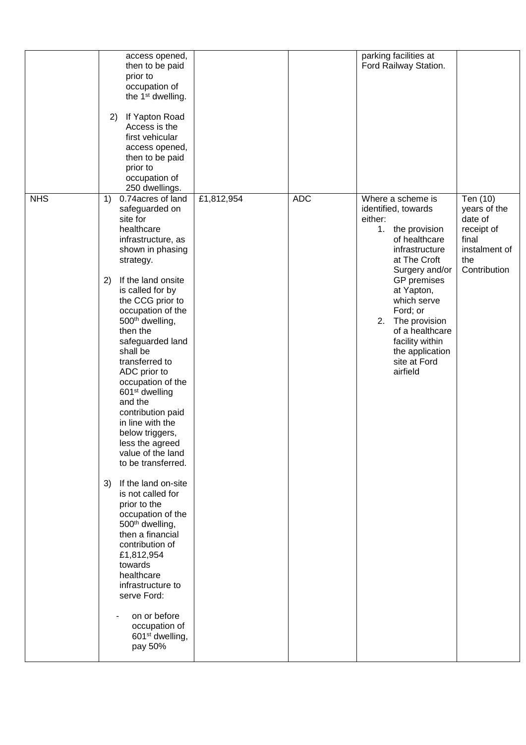| | | | | | |
|---|---|---|---|---|---|
| | access opened, then to be paid prior to occupation of the 1st dwelling.<br><br>2) If Yapton Road Access is the first vehicular access opened, then to be paid prior to occupation of 250 dwellings. | | | parking facilities at Ford Railway Station. | |
| NHS | 1) 0.74acres of land safeguarded on site for healthcare infrastructure, as shown in phasing strategy.<br><br>2) If the land onsite is called for by the CCG prior to occupation of the 500th dwelling, then the safeguarded land shall be transferred to ADC prior to occupation of the 601st dwelling and the contribution paid in line with the below triggers, less the agreed value of the land to be transferred.<br><br>3) If the land on-site is not called for prior to the occupation of the 500th dwelling, then a financial contribution of £1,812,954 towards healthcare infrastructure to serve Ford:<br><br>- on or before occupation of 601st dwelling, pay 50% | £1,812,954 | ADC | Where a scheme is identified, towards either:<br>1. the provision of healthcare infrastructure at The Croft Surgery and/or GP premises at Yapton, which serve Ford; or<br>2. The provision of a healthcare facility within the application site at Ford airfield | Ten (10) years of the date of receipt of final instalment of the Contribution |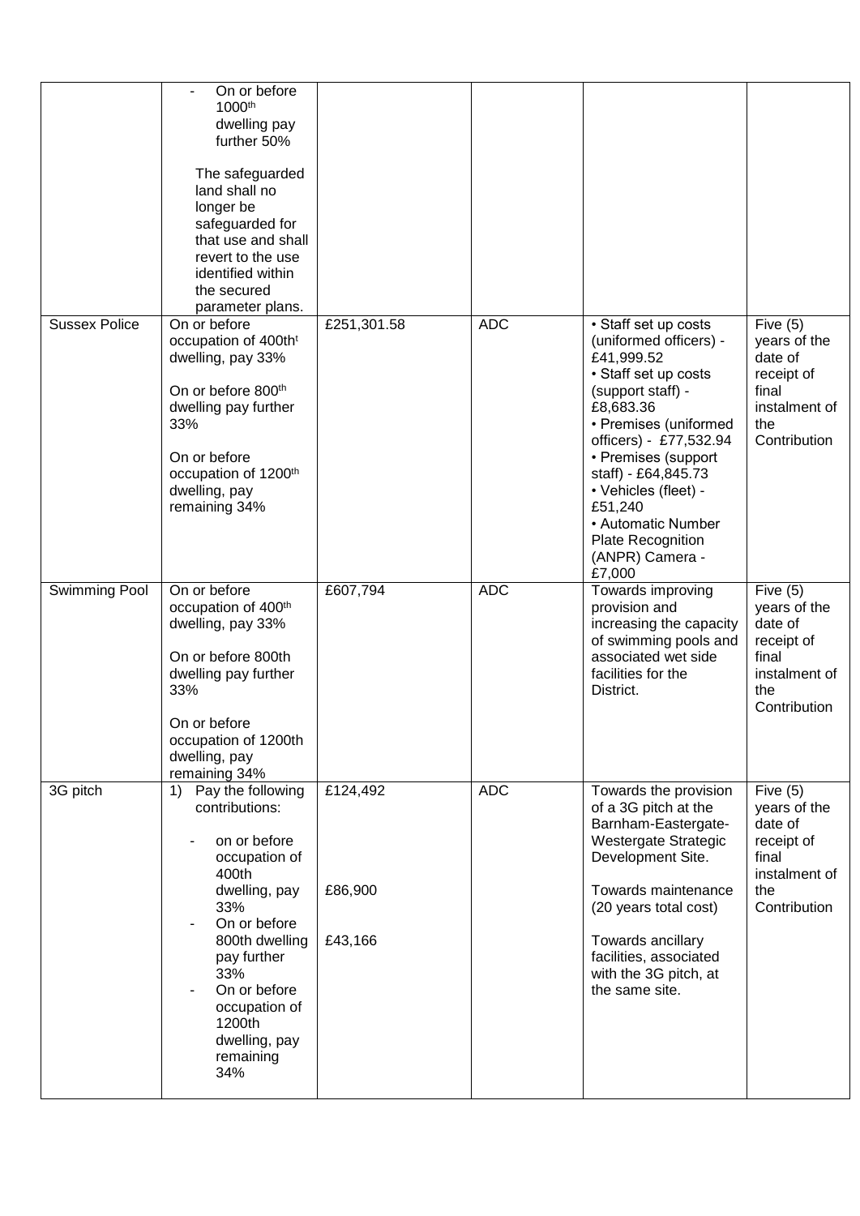| | - On or before 1000th dwelling pay further 50%<br><br>The safeguarded land shall no longer be safeguarded for that use and shall revert to the use identified within the secured parameter plans. | | | | |
|---|---|---|---|---|---|
| Sussex Police | On or before occupation of 400th dwelling, pay 33%<br><br>On or before 800th dwelling pay further 33%<br><br>On or before occupation of 1200th dwelling, pay remaining 34% | £251,301.58 | ADC | • Staff set up costs (uniformed officers) - £41,999.52<br>• Staff set up costs (support staff) - £8,683.36<br>• Premises (uniformed officers) - £77,532.94<br>• Premises (support staff) - £64,845.73<br>• Vehicles (fleet) - £51,240<br>• Automatic Number Plate Recognition (ANPR) Camera - £7,000 | Five (5) years of the date of receipt of final instalment of the Contribution |
| Swimming Pool | On or before occupation of 400th dwelling, pay 33%<br><br>On or before 800th dwelling pay further 33%<br><br>On or before occupation of 1200th dwelling, pay remaining 34% | £607,794 | ADC | Towards improving provision and increasing the capacity of swimming pools and associated wet side facilities for the District. | Five (5) years of the date of receipt of final instalment of the Contribution |
| 3G pitch | 1) Pay the following contributions:<br><br>- on or before occupation of 400th dwelling, pay 33%<br>- On or before 800th dwelling pay further 33%<br>- On or before occupation of 1200th dwelling, pay remaining 34% | £124,492<br><br>£86,900<br><br>£43,166 | ADC | Towards the provision of a 3G pitch at the Barnham-Eastergate-Westergate Strategic Development Site.<br><br>Towards maintenance (20 years total cost)<br><br>Towards ancillary facilities, associated with the 3G pitch, at the same site. | Five (5) years of the date of receipt of final instalment of the Contribution |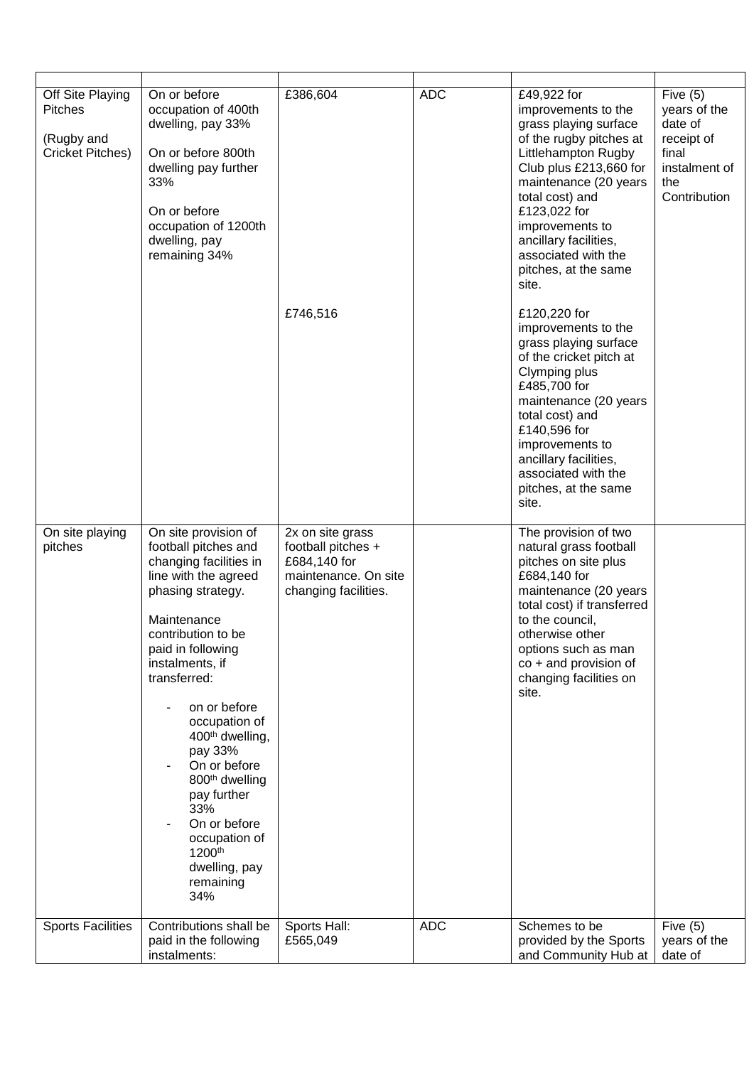| | | | | | |
|---|---|---|---|---|---|
| Off Site Playing Pitches<br><br>(Rugby and Cricket Pitches) | On or before occupation of 400th dwelling, pay 33%<br><br>On or before 800th dwelling pay further 33%<br><br>On or before occupation of 1200th dwelling, pay remaining 34% | £386,604<br><br>£746,516 | ADC | £49,922 for improvements to the grass playing surface of the rugby pitches at Littlehampton Rugby Club plus £213,660 for maintenance (20 years total cost) and £123,022 for improvements to ancillary facilities, associated with the pitches, at the same site.<br><br>£120,220 for improvements to the grass playing surface of the cricket pitch at Clymping plus £485,700 for maintenance (20 years total cost) and £140,596 for improvements to ancillary facilities, associated with the pitches, at the same site. | Five (5) years of the date of receipt of final instalment of the Contribution |
| On site playing pitches | On site provision of football pitches and changing facilities in line with the agreed phasing strategy.<br><br>Maintenance contribution to be paid in following instalments, if transferred:<br><br>- on or before occupation of 400th dwelling, pay 33%<br>- On or before 800th dwelling pay further 33%<br>- On or before occupation of 1200th dwelling, pay remaining 34% | 2x on site grass football pitches + £684,140 for maintenance. On site changing facilities. | | The provision of two natural grass football pitches on site plus £684,140 for maintenance (20 years total cost) if transferred to the council, otherwise other options such as man co + and provision of changing facilities on site. | |
| Sports Facilities | Contributions shall be paid in the following instalments: | Sports Hall: £565,049 | ADC | Schemes to be provided by the Sports and Community Hub at | Five (5) years of the date of |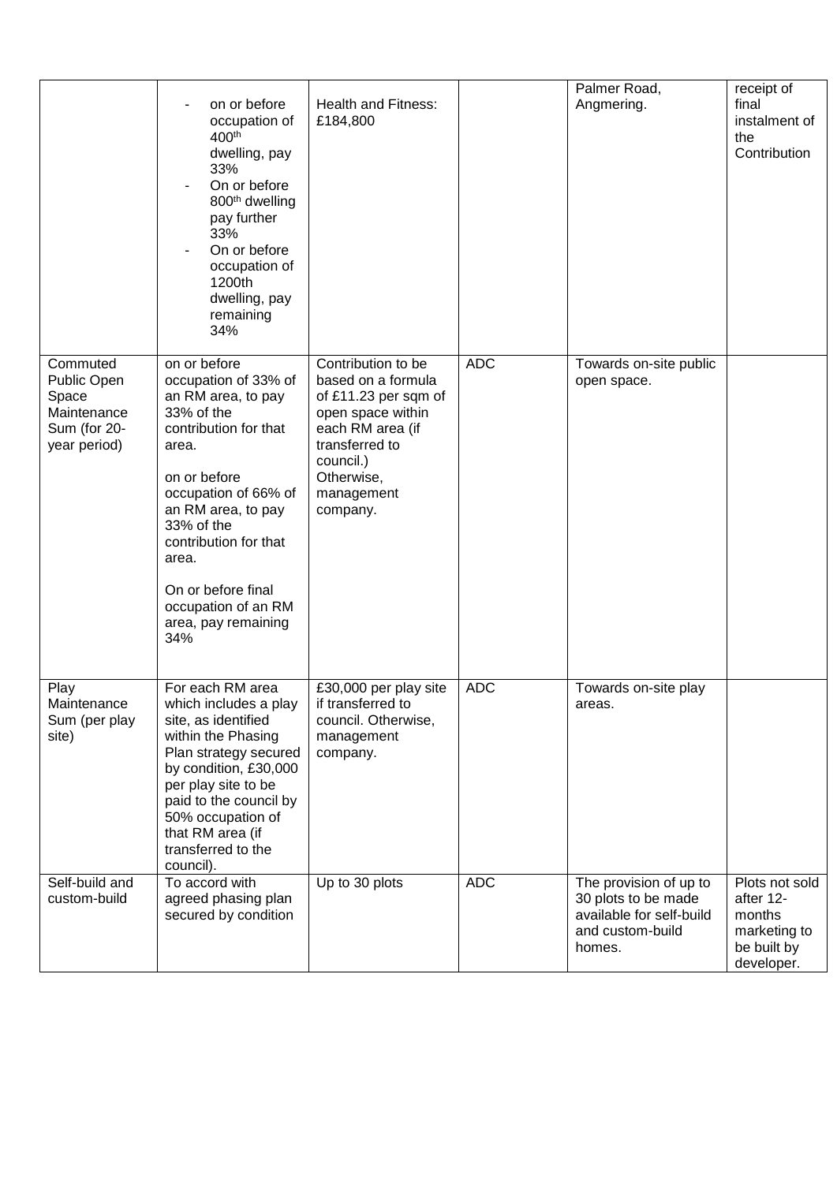| | | | | | |
|---|---|---|---|---|---|
| | - on or before occupation of 400th dwelling, pay 33%<br>- On or before 800th dwelling pay further 33%<br>- On or before occupation of 1200th dwelling, pay remaining 34% | Health and Fitness: £184,800 | | Palmer Road, Angmering. | receipt of final instalment of the Contribution |
| Commuted Public Open Space Maintenance Sum (for 20-year period) | on or before occupation of 33% of an RM area, to pay 33% of the contribution for that area.<br><br>on or before occupation of 66% of an RM area, to pay 33% of the contribution for that area.<br><br>On or before final occupation of an RM area, pay remaining 34% | Contribution to be based on a formula of £11.23 per sqm of open space within each RM area (if transferred to council.) Otherwise, management company. | ADC | Towards on-site public open space. | |
| Play Maintenance Sum (per play site) | For each RM area which includes a play site, as identified within the Phasing Plan strategy secured by condition, £30,000 per play site to be paid to the council by 50% occupation of that RM area (if transferred to the council). | £30,000 per play site if transferred to council. Otherwise, management company. | ADC | Towards on-site play areas. | |
| Self-build and custom-build | To accord with agreed phasing plan secured by condition | Up to 30 plots | ADC | The provision of up to 30 plots to be made available for self-build and custom-build homes. | Plots not sold after 12-months marketing to be built by developer. |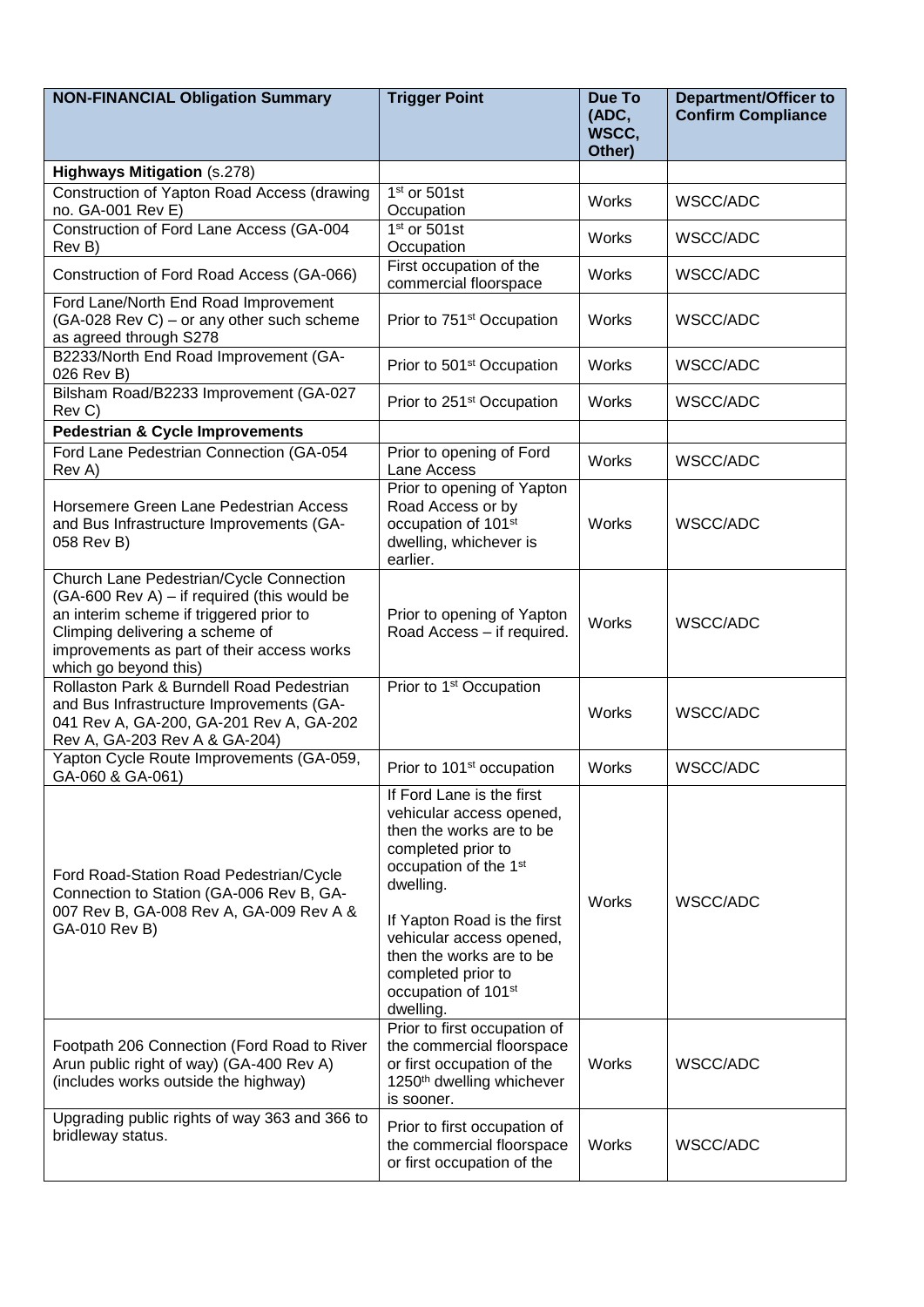| **NON-FINANCIAL Obligation Summary** | **Trigger Point** | **Due To (ADC, WSCC, Other)** | **Department/Officer to Confirm Compliance** |
|---|---|---|---|
| **Highways Mitigation** (s.278) | | | |
| Construction of Yapton Road Access (drawing no. GA-001 Rev E) | 1st or 501st Occupation | Works | WSCC/ADC |
| Construction of Ford Lane Access (GA-004 Rev B) | 1st or 501st Occupation | Works | WSCC/ADC |
| Construction of Ford Road Access (GA-066) | First occupation of the commercial floorspace | Works | WSCC/ADC |
| Ford Lane/North End Road Improvement (GA-028 Rev C) – or any other such scheme as agreed through S278 | Prior to 751st Occupation | Works | WSCC/ADC |
| B2233/North End Road Improvement (GA-026 Rev B) | Prior to 501st Occupation | Works | WSCC/ADC |
| Bilsham Road/B2233 Improvement (GA-027 Rev C) | Prior to 251st Occupation | Works | WSCC/ADC |
| **Pedestrian & Cycle Improvements** | | | |
| Ford Lane Pedestrian Connection (GA-054 Rev A) | Prior to opening of Ford Lane Access | Works | WSCC/ADC |
| Horsemere Green Lane Pedestrian Access and Bus Infrastructure Improvements (GA-058 Rev B) | Prior to opening of Yapton Road Access or by occupation of 101st dwelling, whichever is earlier. | Works | WSCC/ADC |
| Church Lane Pedestrian/Cycle Connection (GA-600 Rev A) – if required (this would be an interim scheme if triggered prior to Climping delivering a scheme of improvements as part of their access works which go beyond this) | Prior to opening of Yapton Road Access – if required. | Works | WSCC/ADC |
| Rollaston Park & Burndell Road Pedestrian and Bus Infrastructure Improvements (GA-041 Rev A, GA-200, GA-201 Rev A, GA-202 Rev A, GA-203 Rev A & GA-204) | Prior to 1st Occupation | Works | WSCC/ADC |
| Yapton Cycle Route Improvements (GA-059, GA-060 & GA-061) | Prior to 101st occupation | Works | WSCC/ADC |
| Ford Road-Station Road Pedestrian/Cycle Connection to Station (GA-006 Rev B, GA-007 Rev B, GA-008 Rev A, GA-009 Rev A & GA-010 Rev B) | If Ford Lane is the first vehicular access opened, then the works are to be completed prior to occupation of the 1st dwelling.<br><br>If Yapton Road is the first vehicular access opened, then the works are to be completed prior to occupation of 101st dwelling. | Works | WSCC/ADC |
| Footpath 206 Connection (Ford Road to River Arun public right of way) (GA-400 Rev A) (includes works outside the highway) | Prior to first occupation of the commercial floorspace or first occupation of the 1250th dwelling whichever is sooner. | Works | WSCC/ADC |
| Upgrading public rights of way 363 and 366 to bridleway status. | Prior to first occupation of the commercial floorspace or first occupation of the | Works | WSCC/ADC |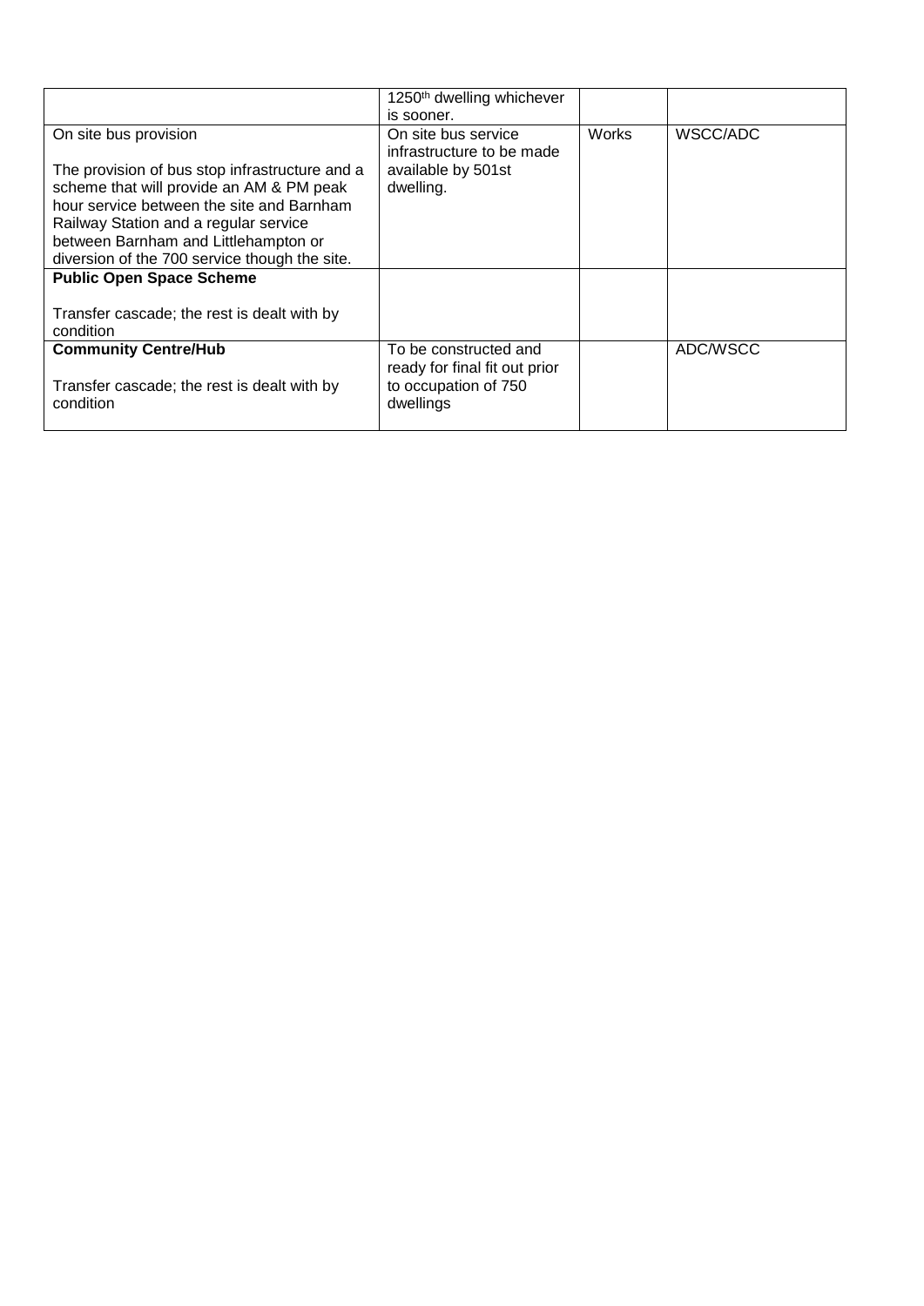| | | | |
|---|---|---|---|
| | 1250th dwelling whichever is sooner. | | |
| On site bus provision<br><br>The provision of bus stop infrastructure and a scheme that will provide an AM & PM peak hour service between the site and Barnham Railway Station and a regular service between Barnham and Littlehampton or diversion of the 700 service though the site. | On site bus service infrastructure to be made available by 501st dwelling. | Works | WSCC/ADC |
| **Public Open Space Scheme**<br><br>Transfer cascade; the rest is dealt with by condition | | | |
| **Community Centre/Hub**<br><br>Transfer cascade; the rest is dealt with by condition | To be constructed and ready for final fit out prior to occupation of 750 dwellings | | ADC/WSCC |